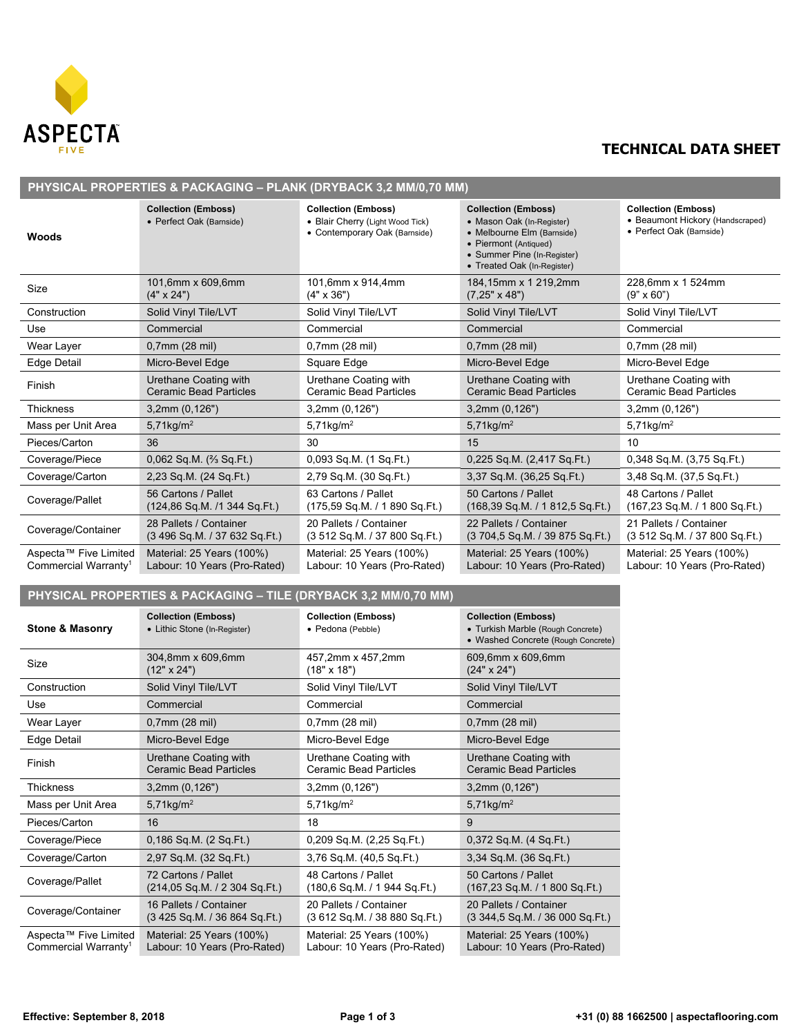ASPECTA FIVE

# TECHNICAL DATA SHEET

## PHYSICAL PROPERTIES & PACKAGING – PLANK (DRYBACK 3,2 MM/0,70 MM)

| Woods | Collection (Emboss) • Perfect Oak (Barnside) | Collection (Emboss) • Blair Cherry (Light Wood Tick) • Contemporary Oak (Barnside) | Collection (Emboss) • Mason Oak (In-Register) • Melbourne Elm (Barnside) • Piermont (Antiqued) • Summer Pine (In-Register) • Treated Oak (In-Register) | Collection (Emboss) • Beaumont Hickory (Handscraped) • Perfect Oak (Barnside) |
|---|---|---|---|---|
| Size | 101,6mm x 609,6mm (4" x 24") | 101,6mm x 914,4mm (4" x 36") | 184,15mm x 1 219,2mm (7,25" x 48") | 228,6mm x 1 524mm (9" x 60") |
| Construction | Solid Vinyl Tile/LVT | Solid Vinyl Tile/LVT | Solid Vinyl Tile/LVT | Solid Vinyl Tile/LVT |
| Use | Commercial | Commercial | Commercial | Commercial |
| Wear Layer | 0,7mm (28 mil) | 0,7mm (28 mil) | 0,7mm (28 mil) | 0,7mm (28 mil) |
| Edge Detail | Micro-Bevel Edge | Square Edge | Micro-Bevel Edge | Micro-Bevel Edge |
| Finish | Urethane Coating with Ceramic Bead Particles | Urethane Coating with Ceramic Bead Particles | Urethane Coating with Ceramic Bead Particles | Urethane Coating with Ceramic Bead Particles |
| Thickness | 3,2mm (0,126") | 3,2mm (0,126") | 3,2mm (0,126") | 3,2mm (0,126") |
| Mass per Unit Area | 5,71kg/m² | 5,71kg/m² | 5,71kg/m² | 5,71kg/m² |
| Pieces/Carton | 36 | 30 | 15 | 10 |
| Coverage/Piece | 0,062 Sq.M. (⅔ Sq.Ft.) | 0,093 Sq.M. (1 Sq.Ft.) | 0,225 Sq.M. (2,417 Sq.Ft.) | 0,348 Sq.M. (3,75 Sq.Ft.) |
| Coverage/Carton | 2,23 Sq.M. (24 Sq.Ft.) | 2,79 Sq.M. (30 Sq.Ft.) | 3,37 Sq.M. (36,25 Sq.Ft.) | 3,48 Sq.M. (37,5 Sq.Ft.) |
| Coverage/Pallet | 56 Cartons / Pallet (124,86 Sq.M. /1 344 Sq.Ft.) | 63 Cartons / Pallet (175,59 Sq.M. / 1 890 Sq.Ft.) | 50 Cartons / Pallet (168,39 Sq.M. / 1 812,5 Sq.Ft.) | 48 Cartons / Pallet (167,23 Sq.M. / 1 800 Sq.Ft.) |
| Coverage/Container | 28 Pallets / Container (3 496 Sq.M. / 37 632 Sq.Ft.) | 20 Pallets / Container (3 512 Sq.M. / 37 800 Sq.Ft.) | 22 Pallets / Container (3 704,5 Sq.M. / 39 875 Sq.Ft.) | 21 Pallets / Container (3 512 Sq.M. / 37 800 Sq.Ft.) |
| Aspecta™ Five Limited Commercial Warranty[1] | Material: 25 Years (100%) Labour: 10 Years (Pro-Rated) | Material: 25 Years (100%) Labour: 10 Years (Pro-Rated) | Material: 25 Years (100%) Labour: 10 Years (Pro-Rated) | Material: 25 Years (100%) Labour: 10 Years (Pro-Rated) |

## PHYSICAL PROPERTIES & PACKAGING – TILE (DRYBACK 3,2 MM/0,70 MM)

| Stone & Masonry | Collection (Emboss) • Lithic Stone (In-Register) | Collection (Emboss) • Pedona (Pebble) | Collection (Emboss) • Turkish Marble (Rough Concrete) • Washed Concrete (Rough Concrete) |
|---|---|---|---|
| Size | 304,8mm x 609,6mm (12" x 24") | 457,2mm x 457,2mm (18" x 18") | 609,6mm x 609,6mm (24" x 24") |
| Construction | Solid Vinyl Tile/LVT | Solid Vinyl Tile/LVT | Solid Vinyl Tile/LVT |
| Use | Commercial | Commercial | Commercial |
| Wear Layer | 0,7mm (28 mil) | 0,7mm (28 mil) | 0,7mm (28 mil) |
| Edge Detail | Micro-Bevel Edge | Micro-Bevel Edge | Micro-Bevel Edge |
| Finish | Urethane Coating with Ceramic Bead Particles | Urethane Coating with Ceramic Bead Particles | Urethane Coating with Ceramic Bead Particles |
| Thickness | 3,2mm (0,126") | 3,2mm (0,126") | 3,2mm (0,126") |
| Mass per Unit Area | 5,71kg/m² | 5,71kg/m² | 5,71kg/m² |
| Pieces/Carton | 16 | 18 | 9 |
| Coverage/Piece | 0,186 Sq.M. (2 Sq.Ft.) | 0,209 Sq.M. (2,25 Sq.Ft.) | 0,372 Sq.M. (4 Sq.Ft.) |
| Coverage/Carton | 2,97 Sq.M. (32 Sq.Ft.) | 3,76 Sq.M. (40,5 Sq.Ft.) | 3,34 Sq.M. (36 Sq.Ft.) |
| Coverage/Pallet | 72 Cartons / Pallet (214,05 Sq.M. / 2 304 Sq.Ft.) | 48 Cartons / Pallet (180,6 Sq.M. / 1 944 Sq.Ft.) | 50 Cartons / Pallet (167,23 Sq.M. / 1 800 Sq.Ft.) |
| Coverage/Container | 16 Pallets / Container (3 425 Sq.M. / 36 864 Sq.Ft.) | 20 Pallets / Container (3 612 Sq.M. / 38 880 Sq.Ft.) | 20 Pallets / Container (3 344,5 Sq.M. / 36 000 Sq.Ft.) |
| Aspecta™ Five Limited Commercial Warranty[1] | Material: 25 Years (100%) Labour: 10 Years (Pro-Rated) | Material: 25 Years (100%) Labour: 10 Years (Pro-Rated) | Material: 25 Years (100%) Labour: 10 Years (Pro-Rated) |

**Effective: September 8, 2018**

+31 (0) 88 1662500 | aspectaflooring.com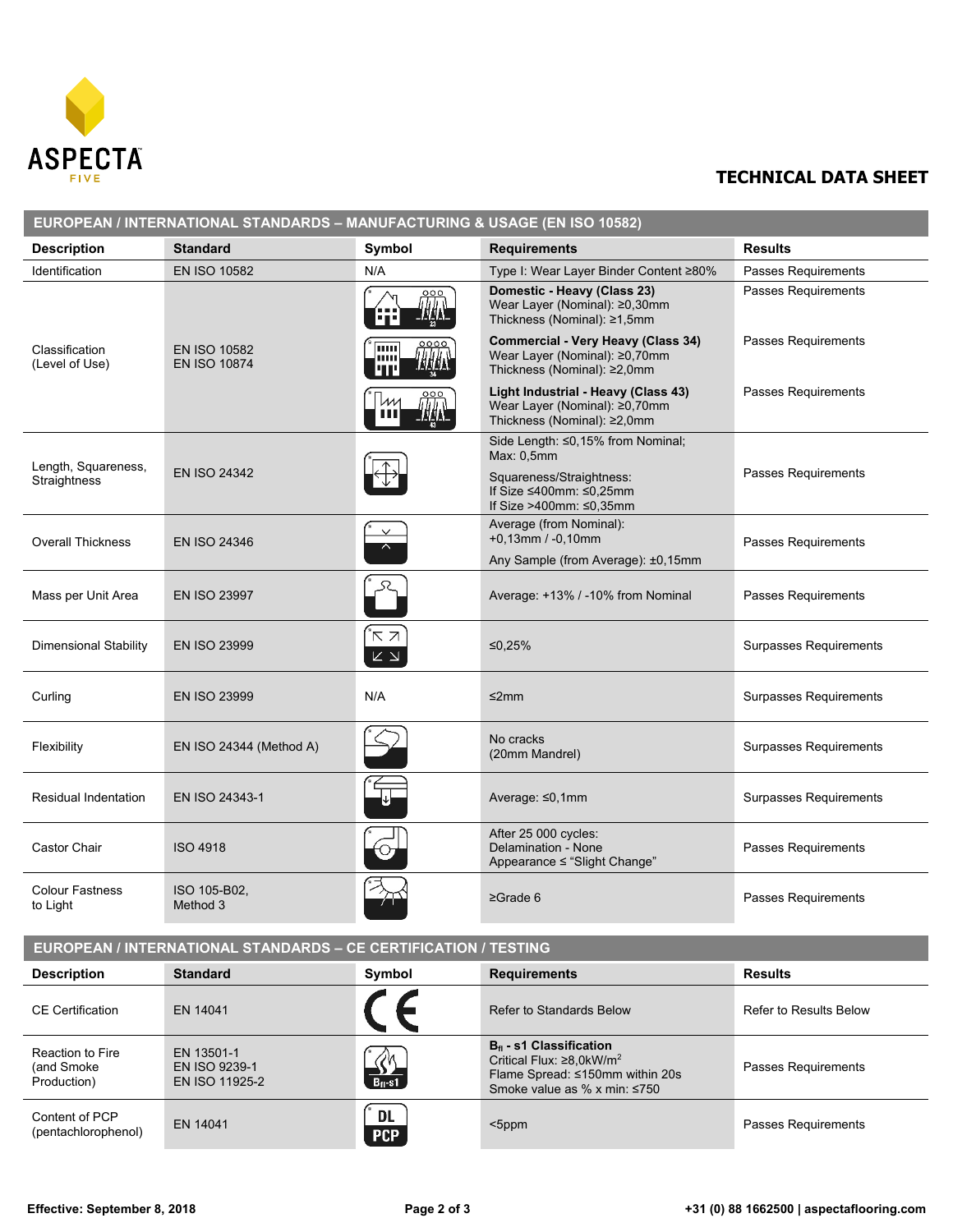ASPECTA FIVE

# TECHNICAL DATA SHEET

## EUROPEAN / INTERNATIONAL STANDARDS – MANUFACTURING & USAGE (EN ISO 10582)

| Description | Standard | Symbol | Requirements | Results |
|---|---|---|---|---|
| Identification | EN ISO 10582 | N/A | Type I: Wear Layer Binder Content ≥80% | Passes Requirements |
| Classification (Level of Use) | EN ISO 10582<br>EN ISO 10874 | | **Domestic - Heavy (Class 23)**<br>Wear Layer (Nominal): ≥0,30mm<br>Thickness (Nominal): ≥1,5mm | Passes Requirements |
| | | | **Commercial - Very Heavy (Class 34)**<br>Wear Layer (Nominal): ≥0,70mm<br>Thickness (Nominal): ≥2,0mm | Passes Requirements |
| | | | **Light Industrial - Heavy (Class 43)**<br>Wear Layer (Nominal): ≥0,70mm<br>Thickness (Nominal): ≥2,0mm | Passes Requirements |
| Length, Squareness, Straightness | EN ISO 24342 | | Side Length: ≤0,15% from Nominal; Max: 0,5mm<br>Squareness/Straightness:<br>If Size ≤400mm: ≤0,25mm<br>If Size >400mm: ≤0,35mm | Passes Requirements |
| Overall Thickness | EN ISO 24346 | | Average (from Nominal):<br>+0,13mm / -0,10mm<br>Any Sample (from Average): ±0,15mm | Passes Requirements |
| Mass per Unit Area | EN ISO 23997 | | Average: +13% / -10% from Nominal | Passes Requirements |
| Dimensional Stability | EN ISO 23999 | | ≤0,25% | Surpasses Requirements |
| Curling | EN ISO 23999 | N/A | ≤2mm | Surpasses Requirements |
| Flexibility | EN ISO 24344 (Method A) | | No cracks<br>(20mm Mandrel) | Surpasses Requirements |
| Residual Indentation | EN ISO 24343-1 | | Average: ≤0,1mm | Surpasses Requirements |
| Castor Chair | ISO 4918 | | After 25 000 cycles:<br>Delamination - None<br>Appearance ≤ "Slight Change" | Passes Requirements |
| Colour Fastness to Light | ISO 105-B02,<br>Method 3 | | ≥Grade 6 | Passes Requirements |

## EUROPEAN / INTERNATIONAL STANDARDS – CE CERTIFICATION / TESTING

| Description | Standard | Symbol | Requirements | Results |
|---|---|---|---|---|
| CE Certification | EN 14041 | CE | Refer to Standards Below | Refer to Results Below |
| Reaction to Fire (and Smoke Production) | EN 13501-1<br>EN ISO 9239-1<br>EN ISO 11925-2 | $B_{fl}$-s1 | **$B_{fl}$ - s1 Classification**<br>Critical Flux: ≥8,0kW/m$^2$<br>Flame Spread: ≤150mm within 20s<br>Smoke value as % x min: ≤750 | Passes Requirements |
| Content of PCP (pentachlorophenol) | EN 14041 | DL PCP | <5ppm | Passes Requirements |

Effective: September 8, 2018

+31 (0) 88 1662500 | aspectaflooring.com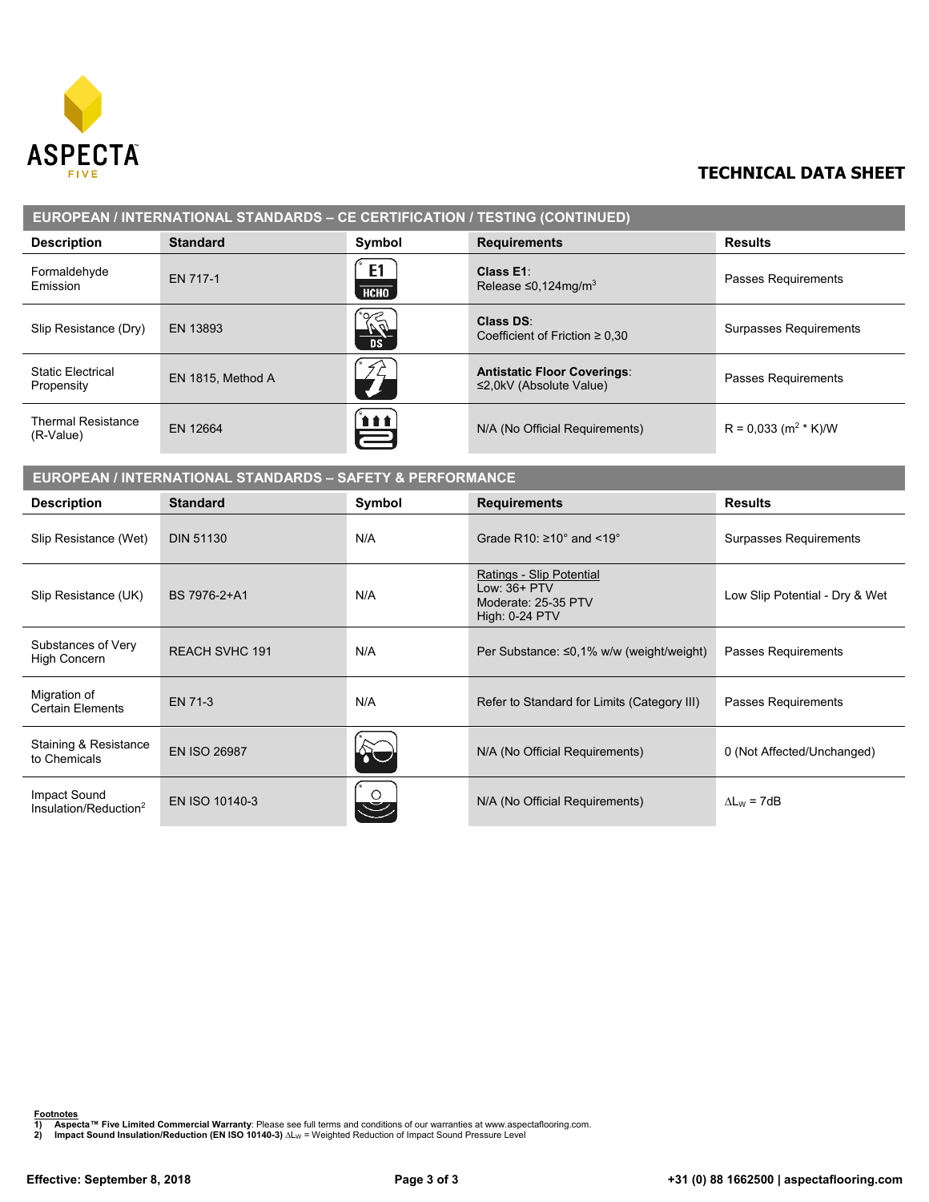# TECHNICAL DATA SHEET

## EUROPEAN / INTERNATIONAL STANDARDS – CE CERTIFICATION / TESTING (CONTINUED)

| Description | Standard | Symbol | Requirements | Results |
|---|---|---|---|---|
| Formaldehyde Emission | EN 717-1 | E1 HCHO | **Class E1**: Release ≤0,124mg/m$^3$ | Passes Requirements |
| Slip Resistance (Dry) | EN 13893 | DS | **Class DS**: Coefficient of Friction ≥ 0,30 | Surpasses Requirements |
| Static Electrical Propensity | EN 1815, Method A | | **Antistatic Floor Coverings**: ≤2,0kV (Absolute Value) | Passes Requirements |
| Thermal Resistance (R-Value) | EN 12664 | | N/A (No Official Requirements) | R = 0,033 (m$^2$ * K)/W |

## EUROPEAN / INTERNATIONAL STANDARDS – SAFETY & PERFORMANCE

| Description | Standard | Symbol | Requirements | Results |
|---|---|---|---|---|
| Slip Resistance (Wet) | DIN 51130 | N/A | Grade R10: ≥10° and <19° | Surpasses Requirements |
| Slip Resistance (UK) | BS 7976-2+A1 | N/A | Ratings - Slip Potential<br>Low: 36+ PTV<br>Moderate: 25-35 PTV<br>High: 0-24 PTV | Low Slip Potential - Dry & Wet |
| Substances of Very High Concern | REACH SVHC 191 | N/A | Per Substance: ≤0,1% w/w (weight/weight) | Passes Requirements |
| Migration of Certain Elements | EN 71-3 | N/A | Refer to Standard for Limits (Category III) | Passes Requirements |
| Staining & Resistance to Chemicals | EN ISO 26987 | | N/A (No Official Requirements) | 0 (Not Affected/Unchanged) |
| Impact Sound Insulation/Reduction[2] | EN ISO 10140-3 | | N/A (No Official Requirements) | $\Delta L_W$ = 7dB |

**Footnotes**

1) **Aspecta™ Five Limited Commercial Warranty**: Please see full terms and conditions of our warranties at www.aspectaflooring.com.
2) **Impact Sound Insulation/Reduction (EN ISO 10140-3)** $\Delta L_W$ = Weighted Reduction of Impact Sound Pressure Level

**Effective: September 8, 2018** | **+31 (0) 88 1662500 | aspectaflooring.com**